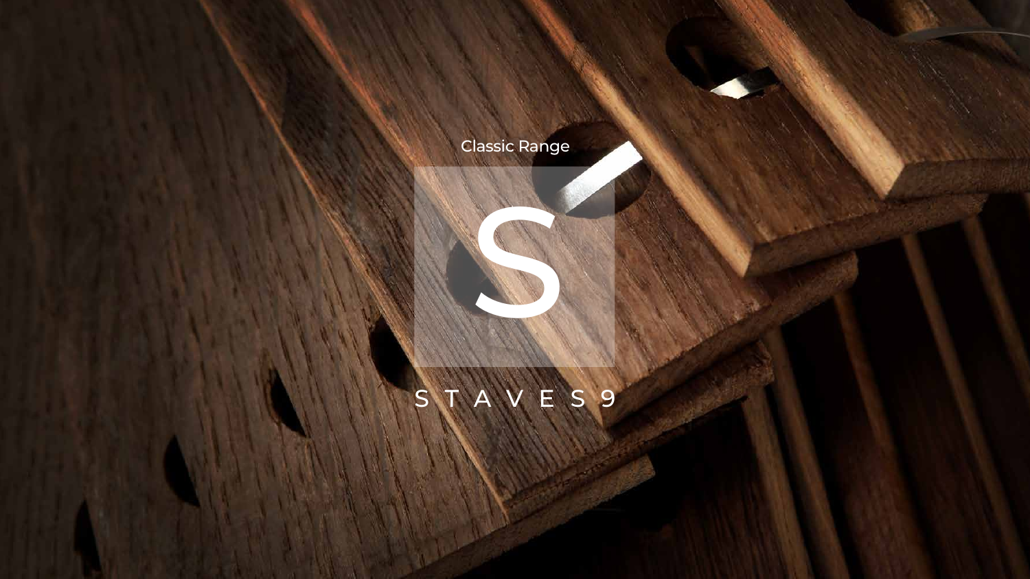Classic Range

S

S T A V E S 9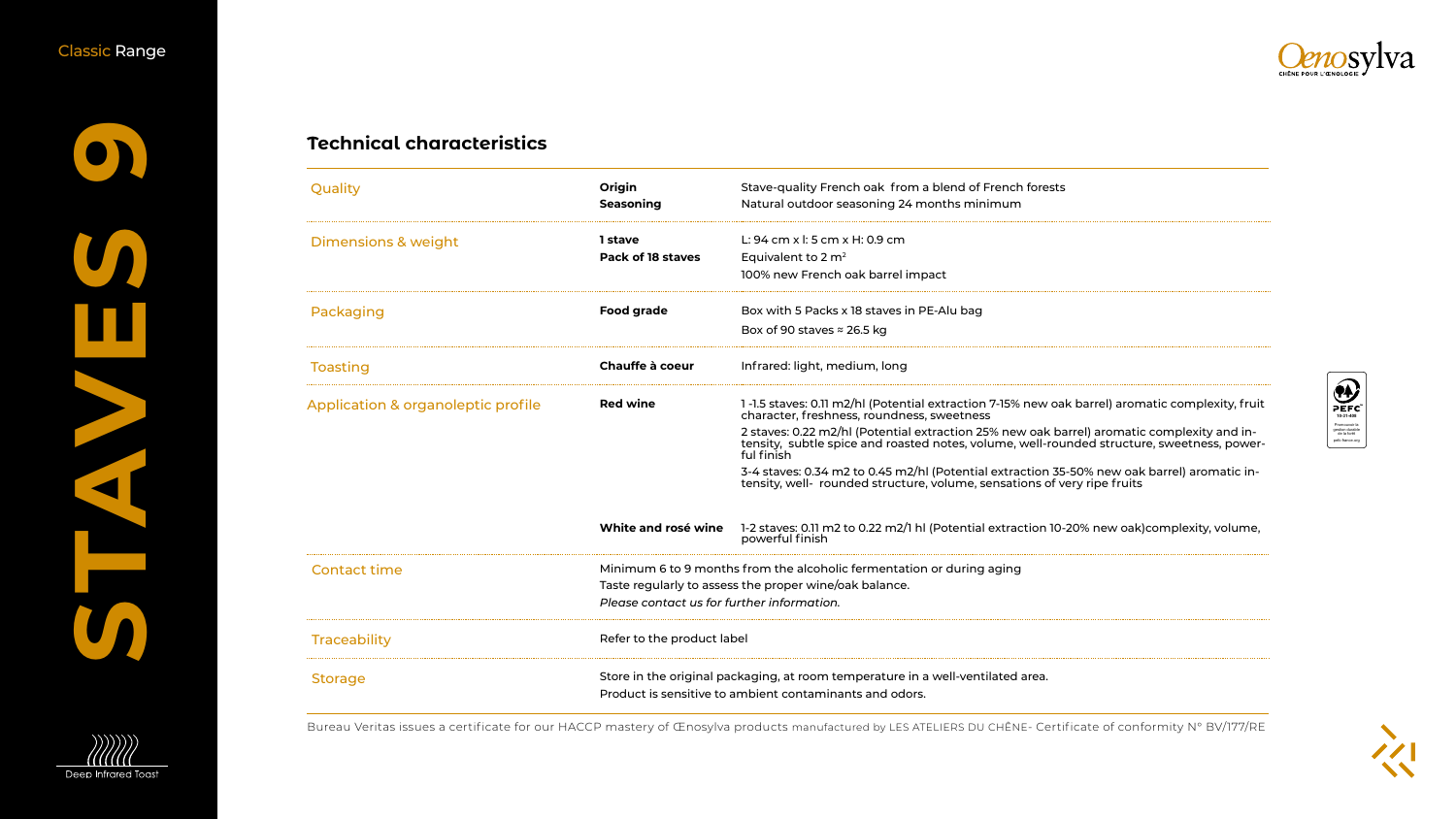Classic Range

# STAVES 9

Deep Infrared Toast

## Technical characteristics

| | | |
|---|---|---|
| Quality | **Origin** | Stave-quality French oak from a blend of French forests |
| | **Seasoning** | Natural outdoor seasoning 24 months minimum |
| Dimensions & weight | **1 stave** | L: 94 cm x l: 5 cm x H: 0.9 cm |
| | **Pack of 18 staves** | Equivalent to 2 m² <br> 100% new French oak barrel impact |
| Packaging | **Food grade** | Box with 5 Packs x 18 staves in PE-Alu bag <br> Box of 90 staves ≈ 26.5 kg |
| Toasting | **Chauffe à coeur** | Infrared: light, medium, long |
| Application & organoleptic profile | **Red wine** | 1 -1.5 staves: 0.11 m2/hl (Potential extraction 7-15% new oak barrel) aromatic complexity, fruit character, freshness, roundness, sweetness <br> 2 staves: 0.22 m2/hl (Potential extraction 25% new oak barrel) aromatic complexity and intensity, subtle spice and roasted notes, volume, well-rounded structure, sweetness, powerful finish <br> 3-4 staves: 0.34 m2 to 0.45 m2/hl (Potential extraction 35-50% new oak barrel) aromatic intensity, well- rounded structure, volume, sensations of very ripe fruits |
| | **White and rosé wine** | 1-2 staves: 0.11 m2 to 0.22 m2/1 hl (Potential extraction 10-20% new oak)complexity, volume, powerful finish |
| Contact time | | Minimum 6 to 9 months from the alcoholic fermentation or during aging <br> Taste regularly to assess the proper wine/oak balance. <br> *Please contact us for further information.* |
| Traceability | | Refer to the product label |
| Storage | | Store in the original packaging, at room temperature in a well-ventilated area. <br> Product is sensitive to ambient contaminants and odors. |

Bureau Veritas issues a certificate for our HACCP mastery of Œnosylva products manufactured by LES ATELIERS DU CHÊNE- Certificate of conformity N° BV/177/RE